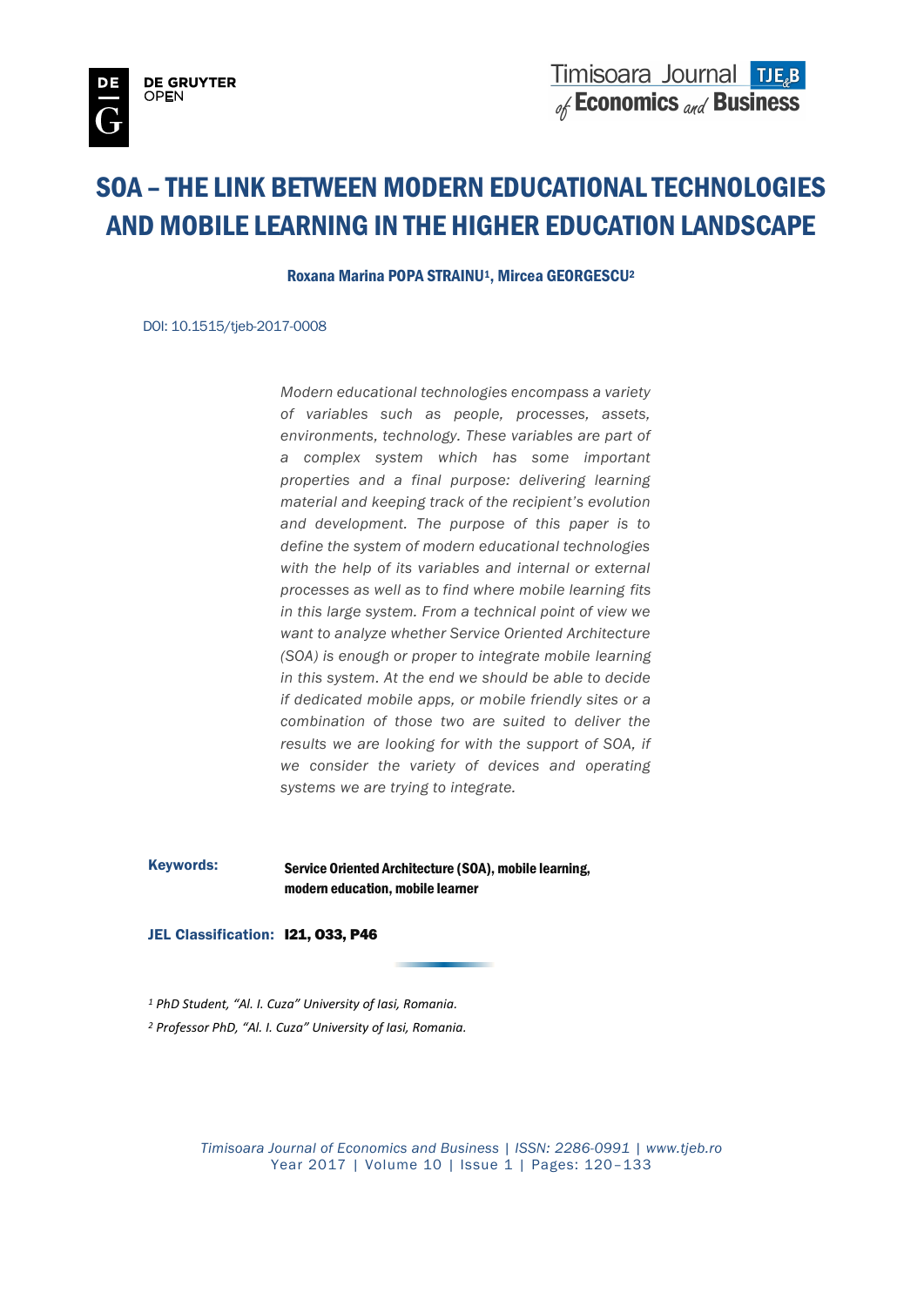# SOA – THE LINK BETWEEN MODERN EDUCATIONAL TECHNOLOGIES AND MOBILE LEARNING IN THE HIGHER EDUCATION LANDSCAPE

**Roxana Marina POPA STRAINU[1], Mircea GEORGESCU[2]**

DOI: 10.1515/tjeb-2017-0008

*Modern educational technologies encompass a variety of variables such as people, processes, assets, environments, technology. These variables are part of a complex system which has some important properties and a final purpose: delivering learning material and keeping track of the recipient's evolution and development. The purpose of this paper is to define the system of modern educational technologies with the help of its variables and internal or external processes as well as to find where mobile learning fits in this large system. From a technical point of view we want to analyze whether Service Oriented Architecture (SOA) is enough or proper to integrate mobile learning in this system. At the end we should be able to decide if dedicated mobile apps, or mobile friendly sites or a combination of those two are suited to deliver the results we are looking for with the support of SOA, if we consider the variety of devices and operating systems we are trying to integrate.*

**Keywords:** Service Oriented Architecture (SOA), mobile learning, modern education, mobile learner

**JEL Classification:** I21, O33, P46

---

*[1] PhD Student, "Al. I. Cuza" University of Iasi, Romania.*

*[2] Professor PhD, "Al. I. Cuza" University of Iasi, Romania.*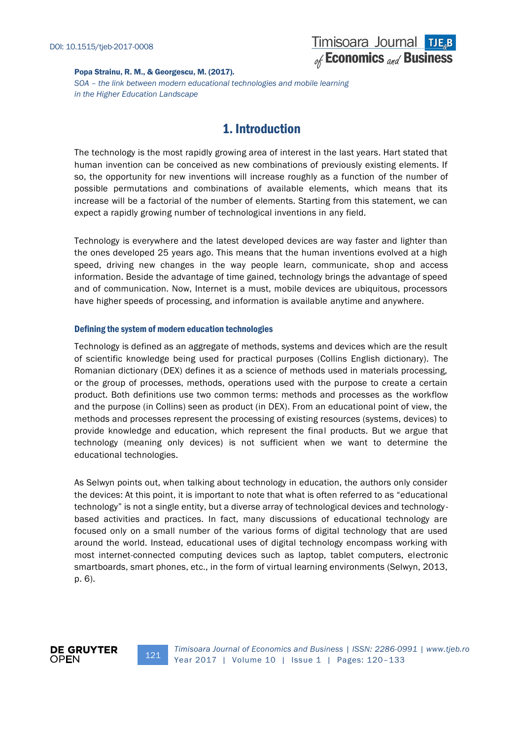## 1. Introduction

The technology is the most rapidly growing area of interest in the last years. Hart stated that human invention can be conceived as new combinations of previously existing elements. If so, the opportunity for new inventions will increase roughly as a function of the number of possible permutations and combinations of available elements, which means that its increase will be a factorial of the number of elements. Starting from this statement, we can expect a rapidly growing number of technological inventions in any field.

Technology is everywhere and the latest developed devices are way faster and lighter than the ones developed 25 years ago. This means that the human inventions evolved at a high speed, driving new changes in the way people learn, communicate, shop and access information. Beside the advantage of time gained, technology brings the advantage of speed and of communication. Now, Internet is a must, mobile devices are ubiquitous, processors have higher speeds of processing, and information is available anytime and anywhere.

### Defining the system of modern education technologies

Technology is defined as an aggregate of methods, systems and devices which are the result of scientific knowledge being used for practical purposes (Collins English dictionary). The Romanian dictionary (DEX) defines it as a science of methods used in materials processing, or the group of processes, methods, operations used with the purpose to create a certain product. Both definitions use two common terms: methods and processes as the workflow and the purpose (in Collins) seen as product (in DEX). From an educational point of view, the methods and processes represent the processing of existing resources (systems, devices) to provide knowledge and education, which represent the final products. But we argue that technology (meaning only devices) is not sufficient when we want to determine the educational technologies.

As Selwyn points out, when talking about technology in education, the authors only consider the devices: At this point, it is important to note that what is often referred to as "educational technology" is not a single entity, but a diverse array of technological devices and technology-based activities and practices. In fact, many discussions of educational technology are focused only on a small number of the various forms of digital technology that are used around the world. Instead, educational uses of digital technology encompass working with most internet-connected computing devices such as laptop, tablet computers, electronic smartboards, smart phones, etc., in the form of virtual learning environments (Selwyn, 2013, p. 6).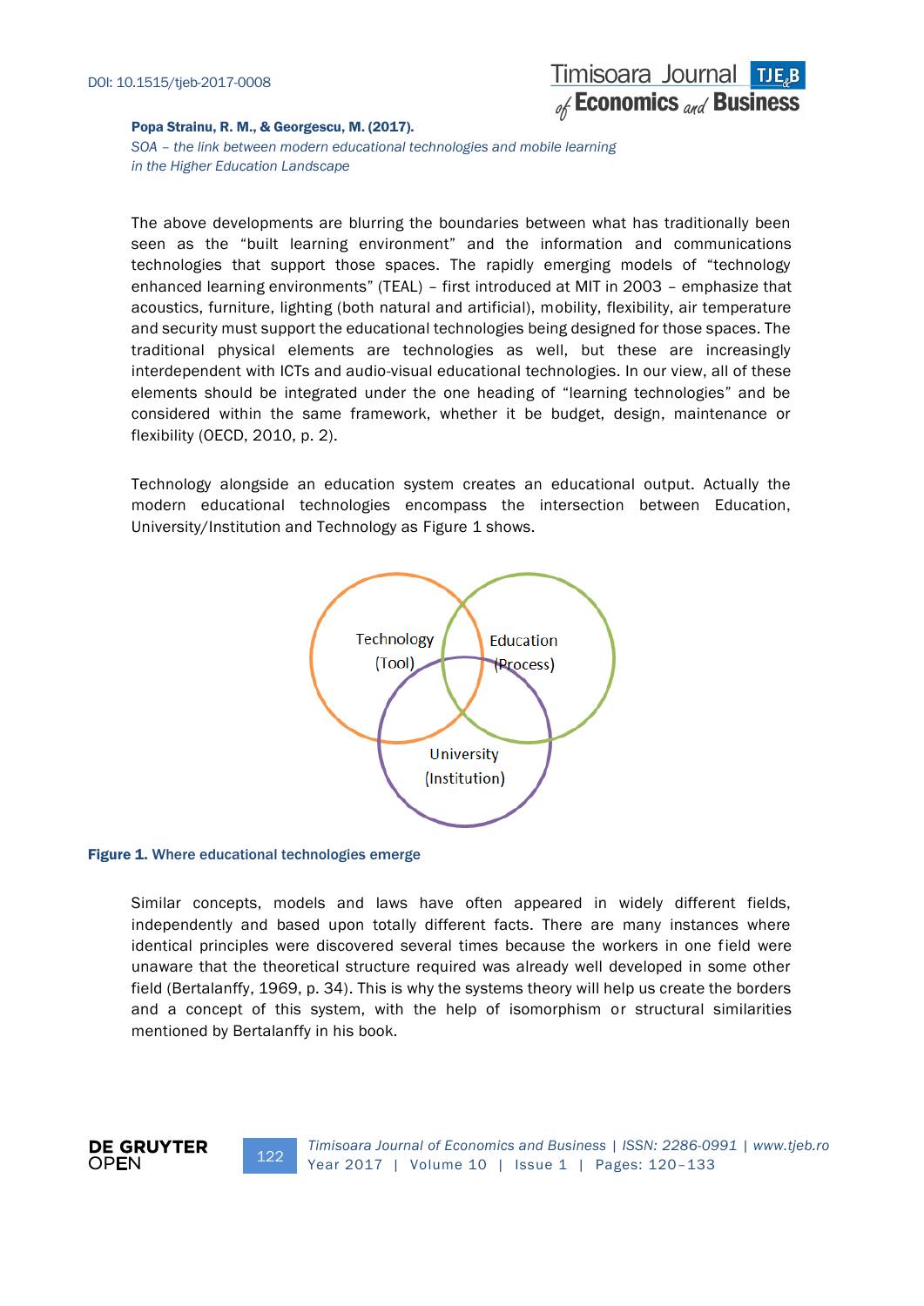The above developments are blurring the boundaries between what has traditionally been seen as the "built learning environment" and the information and communications technologies that support those spaces. The rapidly emerging models of "technology enhanced learning environments" (TEAL) – first introduced at MIT in 2003 – emphasize that acoustics, furniture, lighting (both natural and artificial), mobility, flexibility, air temperature and security must support the educational technologies being designed for those spaces. The traditional physical elements are technologies as well, but these are increasingly interdependent with ICTs and audio-visual educational technologies. In our view, all of these elements should be integrated under the one heading of "learning technologies" and be considered within the same framework, whether it be budget, design, maintenance or flexibility (OECD, 2010, p. 2).

Technology alongside an education system creates an educational output. Actually the modern educational technologies encompass the intersection between Education, University/Institution and Technology as Figure 1 shows.

Technology (Tool)

Education (Process)

University (Institution)

**Figure 1.** Where educational technologies emerge

Similar concepts, models and laws have often appeared in widely different fields, independently and based upon totally different facts. There are many instances where identical principles were discovered several times because the workers in one field were unaware that the theoretical structure required was already well developed in some other field (Bertalanffy, 1969, p. 34). This is why the systems theory will help us create the borders and a concept of this system, with the help of isomorphism or structural similarities mentioned by Bertalanffy in his book.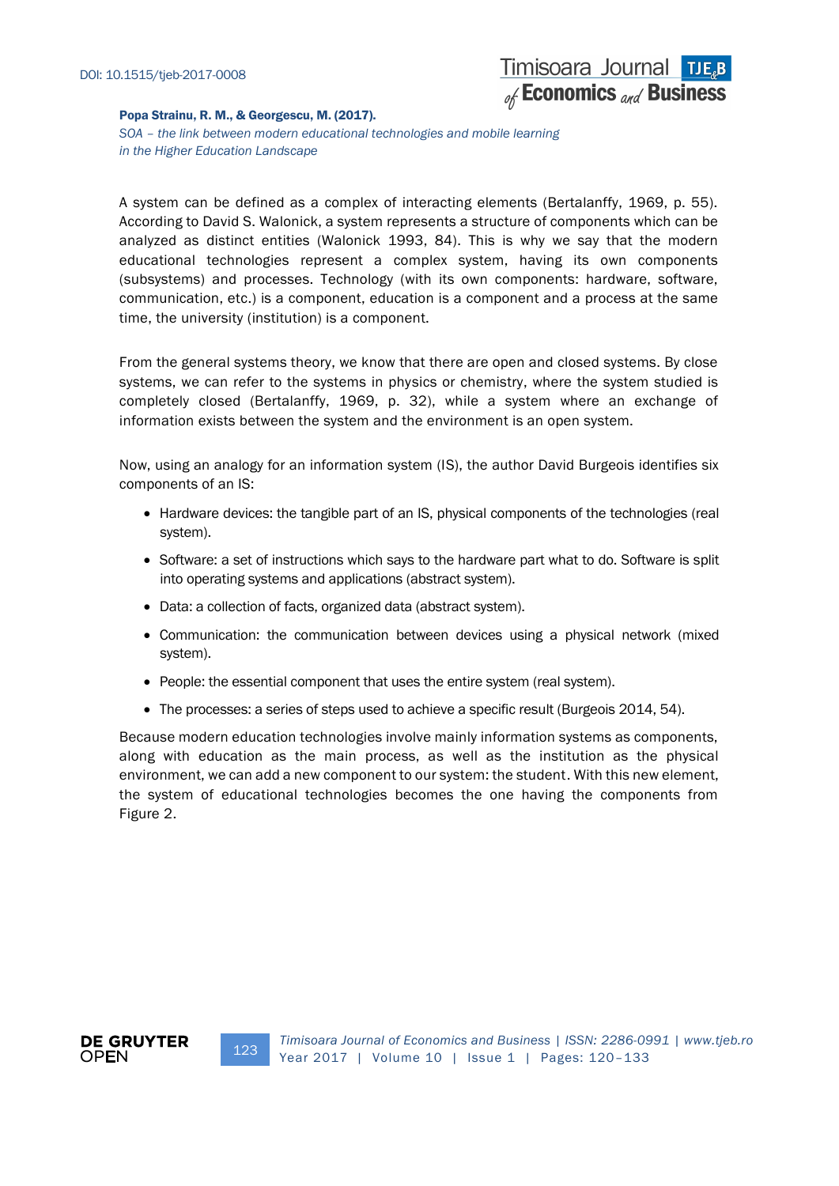A system can be defined as a complex of interacting elements (Bertalanffy, 1969, p. 55). According to David S. Walonick, a system represents a structure of components which can be analyzed as distinct entities (Walonick 1993, 84). This is why we say that the modern educational technologies represent a complex system, having its own components (subsystems) and processes. Technology (with its own components: hardware, software, communication, etc.) is a component, education is a component and a process at the same time, the university (institution) is a component.

From the general systems theory, we know that there are open and closed systems. By close systems, we can refer to the systems in physics or chemistry, where the system studied is completely closed (Bertalanffy, 1969, p. 32), while a system where an exchange of information exists between the system and the environment is an open system.

Now, using an analogy for an information system (IS), the author David Burgeois identifies six components of an IS:

- Hardware devices: the tangible part of an IS, physical components of the technologies (real system).
- Software: a set of instructions which says to the hardware part what to do. Software is split into operating systems and applications (abstract system).
- Data: a collection of facts, organized data (abstract system).
- Communication: the communication between devices using a physical network (mixed system).
- People: the essential component that uses the entire system (real system).
- The processes: a series of steps used to achieve a specific result (Burgeois 2014, 54).

Because modern education technologies involve mainly information systems as components, along with education as the main process, as well as the institution as the physical environment, we can add a new component to our system: the student. With this new element, the system of educational technologies becomes the one having the components from Figure 2.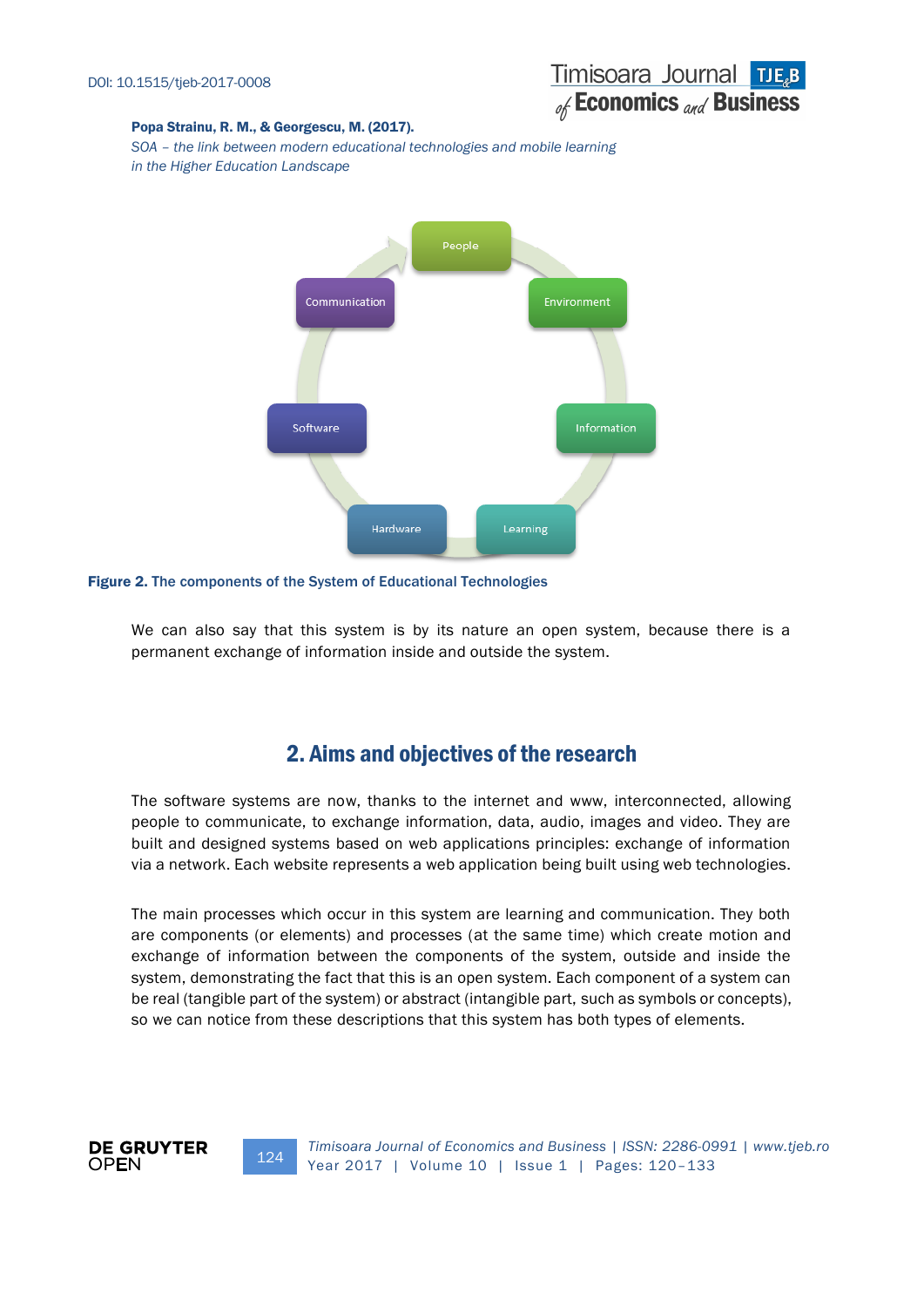**Figure 2.** The components of the System of Educational Technologies

We can also say that this system is by its nature an open system, because there is a permanent exchange of information inside and outside the system.

## 2. Aims and objectives of the research

The software systems are now, thanks to the internet and www, interconnected, allowing people to communicate, to exchange information, data, audio, images and video. They are built and designed systems based on web applications principles: exchange of information via a network. Each website represents a web application being built using web technologies.

The main processes which occur in this system are learning and communication. They both are components (or elements) and processes (at the same time) which create motion and exchange of information between the components of the system, outside and inside the system, demonstrating the fact that this is an open system. Each component of a system can be real (tangible part of the system) or abstract (intangible part, such as symbols or concepts), so we can notice from these descriptions that this system has both types of elements.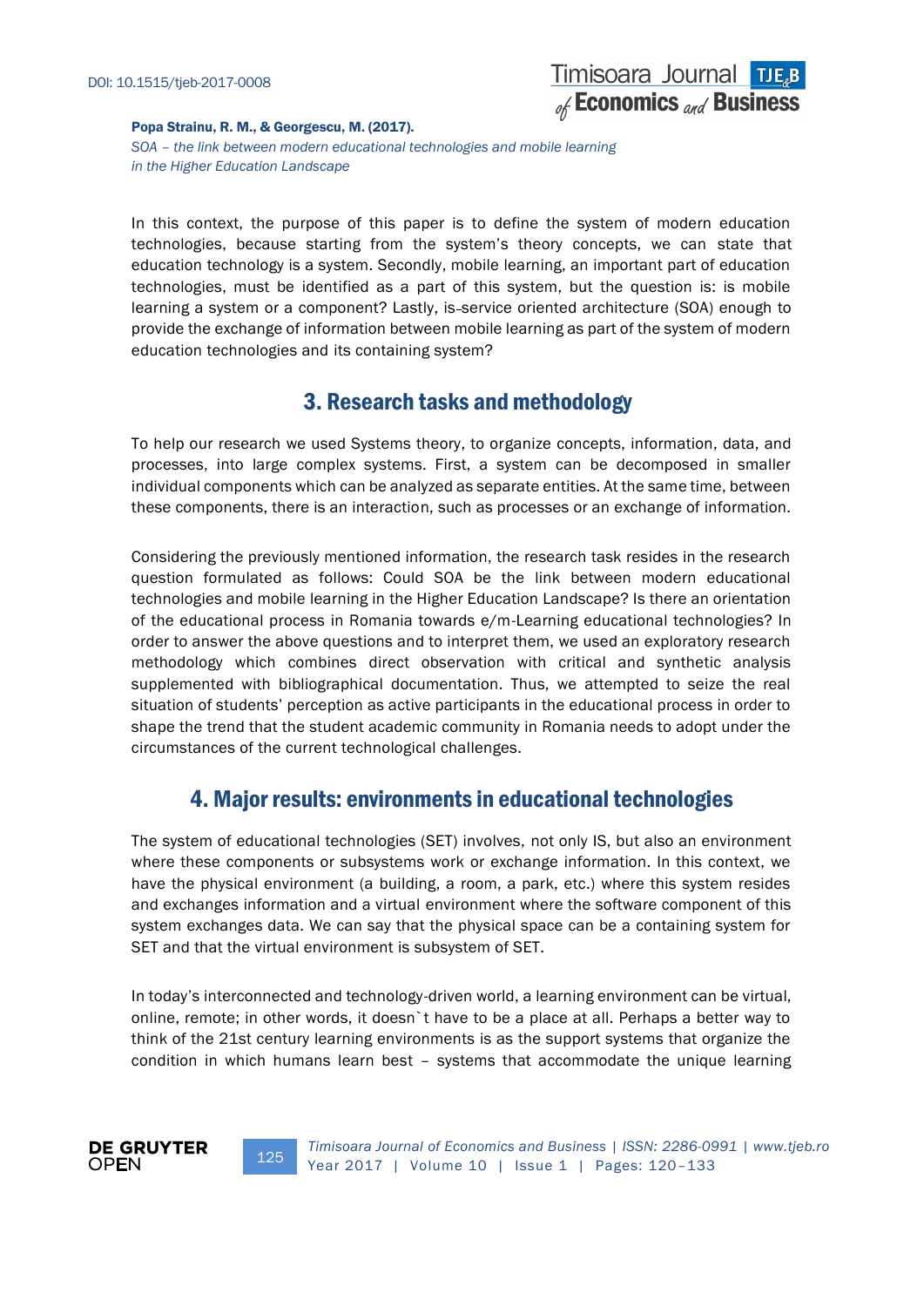In this context, the purpose of this paper is to define the system of modern education technologies, because starting from the system's theory concepts, we can state that education technology is a system. Secondly, mobile learning, an important part of education technologies, must be identified as a part of this system, but the question is: is mobile learning a system or a component? Lastly, is service oriented architecture (SOA) enough to provide the exchange of information between mobile learning as part of the system of modern education technologies and its containing system?

## 3. Research tasks and methodology

To help our research we used Systems theory, to organize concepts, information, data, and processes, into large complex systems. First, a system can be decomposed in smaller individual components which can be analyzed as separate entities. At the same time, between these components, there is an interaction, such as processes or an exchange of information.

Considering the previously mentioned information, the research task resides in the research question formulated as follows: Could SOA be the link between modern educational technologies and mobile learning in the Higher Education Landscape? Is there an orientation of the educational process in Romania towards e/m-Learning educational technologies? In order to answer the above questions and to interpret them, we used an exploratory research methodology which combines direct observation with critical and synthetic analysis supplemented with bibliographical documentation. Thus, we attempted to seize the real situation of students' perception as active participants in the educational process in order to shape the trend that the student academic community in Romania needs to adopt under the circumstances of the current technological challenges.

## 4. Major results: environments in educational technologies

The system of educational technologies (SET) involves, not only IS, but also an environment where these components or subsystems work or exchange information. In this context, we have the physical environment (a building, a room, a park, etc.) where this system resides and exchanges information and a virtual environment where the software component of this system exchanges data. We can say that the physical space can be a containing system for SET and that the virtual environment is subsystem of SET.

In today's interconnected and technology-driven world, a learning environment can be virtual, online, remote; in other words, it doesn`t have to be a place at all. Perhaps a better way to think of the 21st century learning environments is as the support systems that organize the condition in which humans learn best – systems that accommodate the unique learning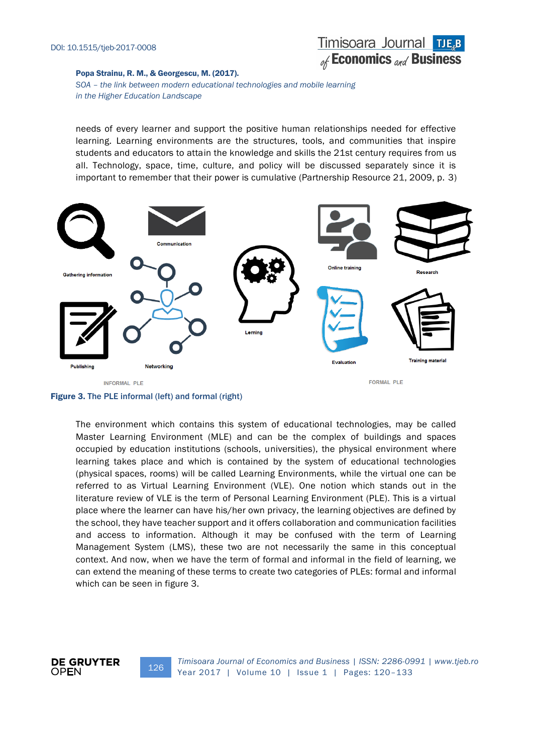needs of every learner and support the positive human relationships needed for effective learning. Learning environments are the structures, tools, and communities that inspire students and educators to attain the knowledge and skills the 21st century requires from us all. Technology, space, time, culture, and policy will be discussed separately since it is important to remember that their power is cumulative (Partnership Resource 21, 2009, p. 3)

**Figure 3.** The PLE informal (left) and formal (right)

The environment which contains this system of educational technologies, may be called Master Learning Environment (MLE) and can be the complex of buildings and spaces occupied by education institutions (schools, universities), the physical environment where learning takes place and which is contained by the system of educational technologies (physical spaces, rooms) will be called Learning Environments, while the virtual one can be referred to as Virtual Learning Environment (VLE). One notion which stands out in the literature review of VLE is the term of Personal Learning Environment (PLE). This is a virtual place where the learner can have his/her own privacy, the learning objectives are defined by the school, they have teacher support and it offers collaboration and communication facilities and access to information. Although it may be confused with the term of Learning Management System (LMS), these two are not necessarily the same in this conceptual context. And now, when we have the term of formal and informal in the field of learning, we can extend the meaning of these terms to create two categories of PLEs: formal and informal which can be seen in figure 3.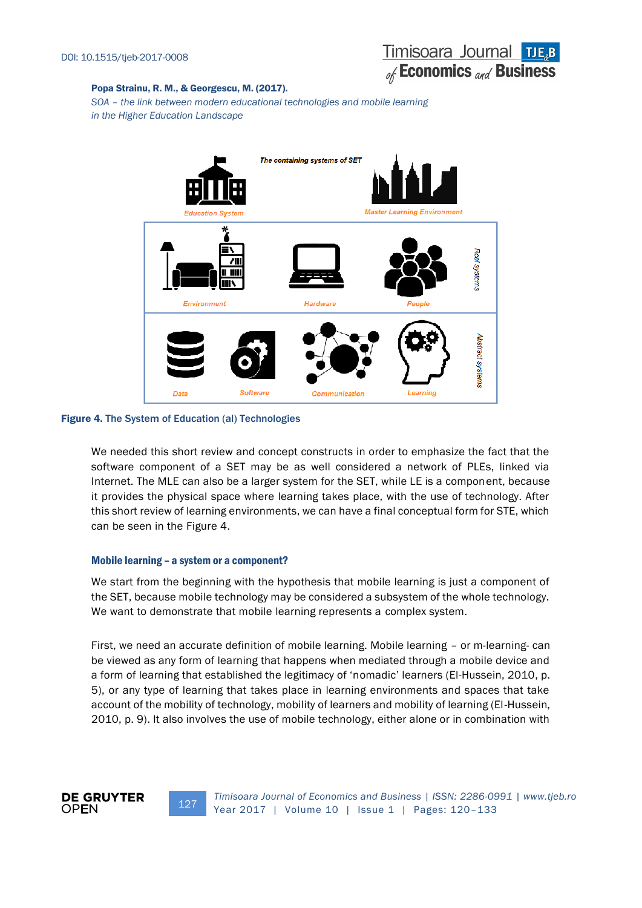The containing systems of SET

Education System

Master Learning Environment

Environment

Hardware

People

Real systems

Data

Software

Communication

Learning

Abstract systems

**Figure 4.** The System of Education (al) Technologies

We needed this short review and concept constructs in order to emphasize the fact that the software component of a SET may be as well considered a network of PLEs, linked via Internet. The MLE can also be a larger system for the SET, while LE is a component, because it provides the physical space where learning takes place, with the use of technology. After this short review of learning environments, we can have a final conceptual form for STE, which can be seen in the Figure 4.

### Mobile learning – a system or a component?

We start from the beginning with the hypothesis that mobile learning is just a component of the SET, because mobile technology may be considered a subsystem of the whole technology. We want to demonstrate that mobile learning represents a complex system.

First, we need an accurate definition of mobile learning. Mobile learning – or m-learning- can be viewed as any form of learning that happens when mediated through a mobile device and a form of learning that established the legitimacy of 'nomadic' learners (El-Hussein, 2010, p. 5), or any type of learning that takes place in learning environments and spaces that take account of the mobility of technology, mobility of learners and mobility of learning (El-Hussein, 2010, p. 9). It also involves the use of mobile technology, either alone or in combination with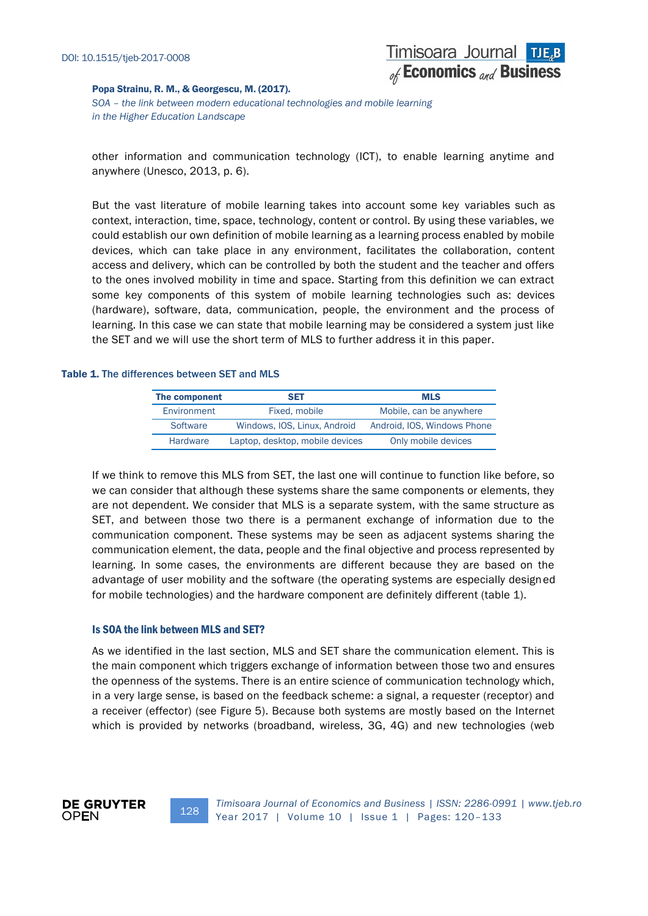other information and communication technology (ICT), to enable learning anytime and anywhere (Unesco, 2013, p. 6).

But the vast literature of mobile learning takes into account some key variables such as context, interaction, time, space, technology, content or control. By using these variables, we could establish our own definition of mobile learning as a learning process enabled by mobile devices, which can take place in any environment, facilitates the collaboration, content access and delivery, which can be controlled by both the student and the teacher and offers to the ones involved mobility in time and space. Starting from this definition we can extract some key components of this system of mobile learning technologies such as: devices (hardware), software, data, communication, people, the environment and the process of learning. In this case we can state that mobile learning may be considered a system just like the SET and we will use the short term of MLS to further address it in this paper.

**Table 1.** The differences between SET and MLS

| The component | SET | MLS |
|---|---|---|
| Environment | Fixed, mobile | Mobile, can be anywhere |
| Software | Windows, IOS, Linux, Android | Android, IOS, Windows Phone |
| Hardware | Laptop, desktop, mobile devices | Only mobile devices |

If we think to remove this MLS from SET, the last one will continue to function like before, so we can consider that although these systems share the same components or elements, they are not dependent. We consider that MLS is a separate system, with the same structure as SET, and between those two there is a permanent exchange of information due to the communication component. These systems may be seen as adjacent systems sharing the communication element, the data, people and the final objective and process represented by learning. In some cases, the environments are different because they are based on the advantage of user mobility and the software (the operating systems are especially designed for mobile technologies) and the hardware component are definitely different (table 1).

### Is SOA the link between MLS and SET?

As we identified in the last section, MLS and SET share the communication element. This is the main component which triggers exchange of information between those two and ensures the openness of the systems. There is an entire science of communication technology which, in a very large sense, is based on the feedback scheme: a signal, a requester (receptor) and a receiver (effector) (see Figure 5). Because both systems are mostly based on the Internet which is provided by networks (broadband, wireless, 3G, 4G) and new technologies (web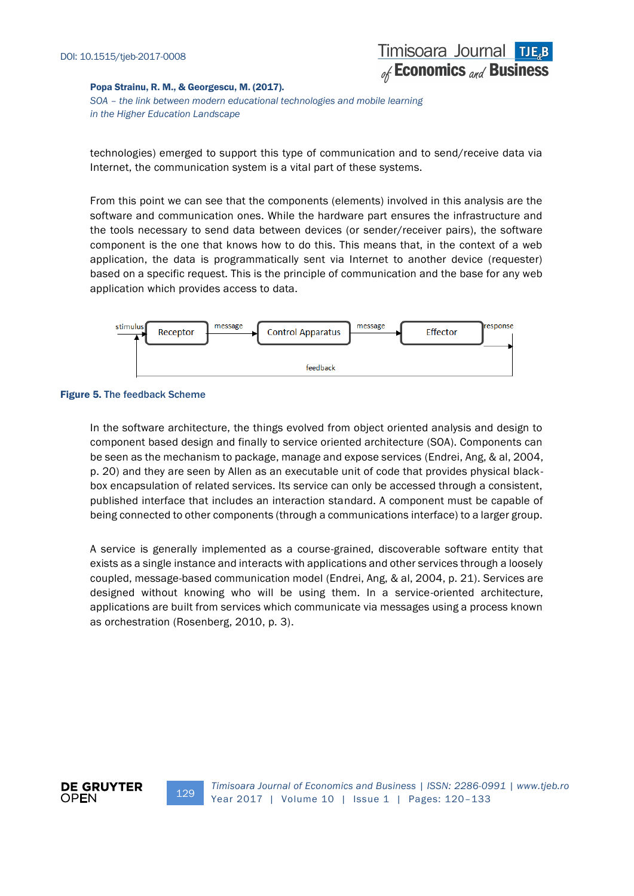technologies) emerged to support this type of communication and to send/receive data via Internet, the communication system is a vital part of these systems.

From this point we can see that the components (elements) involved in this analysis are the software and communication ones. While the hardware part ensures the infrastructure and the tools necessary to send data between devices (or sender/receiver pairs), the software component is the one that knows how to do this. This means that, in the context of a web application, the data is programmatically sent via Internet to another device (requester) based on a specific request. This is the principle of communication and the base for any web application which provides access to data.

stimulus → Receptor → message → Control Apparatus → message → Effector → response

feedback

**Figure 5.** The feedback Scheme

In the software architecture, the things evolved from object oriented analysis and design to component based design and finally to service oriented architecture (SOA). Components can be seen as the mechanism to package, manage and expose services (Endrei, Ang, & al, 2004, p. 20) and they are seen by Allen as an executable unit of code that provides physical black-box encapsulation of related services. Its service can only be accessed through a consistent, published interface that includes an interaction standard. A component must be capable of being connected to other components (through a communications interface) to a larger group.

A service is generally implemented as a course-grained, discoverable software entity that exists as a single instance and interacts with applications and other services through a loosely coupled, message-based communication model (Endrei, Ang, & al, 2004, p. 21). Services are designed without knowing who will be using them. In a service-oriented architecture, applications are built from services which communicate via messages using a process known as orchestration (Rosenberg, 2010, p. 3).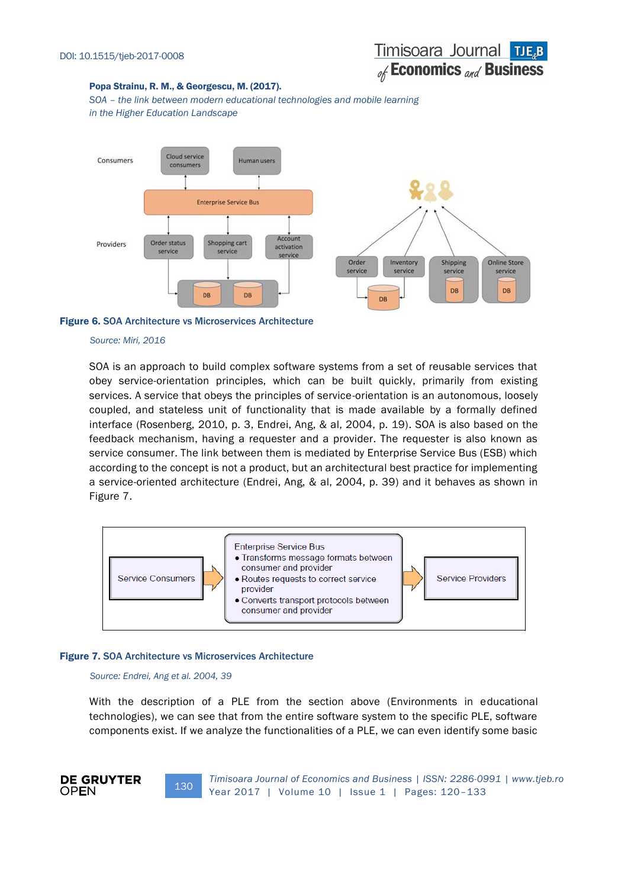**Figure 6.** SOA Architecture vs Microservices Architecture

*Source: Miri, 2016*

SOA is an approach to build complex software systems from a set of reusable services that obey service-orientation principles, which can be built quickly, primarily from existing services. A service that obeys the principles of service-orientation is an autonomous, loosely coupled, and stateless unit of functionality that is made available by a formally defined interface (Rosenberg, 2010, p. 3, Endrei, Ang, & al, 2004, p. 19). SOA is also based on the feedback mechanism, having a requester and a provider. The requester is also known as service consumer. The link between them is mediated by Enterprise Service Bus (ESB) which according to the concept is not a product, but an architectural best practice for implementing a service-oriented architecture (Endrei, Ang, & al, 2004, p. 39) and it behaves as shown in Figure 7.

**Figure 7.** SOA Architecture vs Microservices Architecture

*Source: Endrei, Ang et al. 2004, 39*

With the description of a PLE from the section above (Environments in educational technologies), we can see that from the entire software system to the specific PLE, software components exist. If we analyze the functionalities of a PLE, we can even identify some basic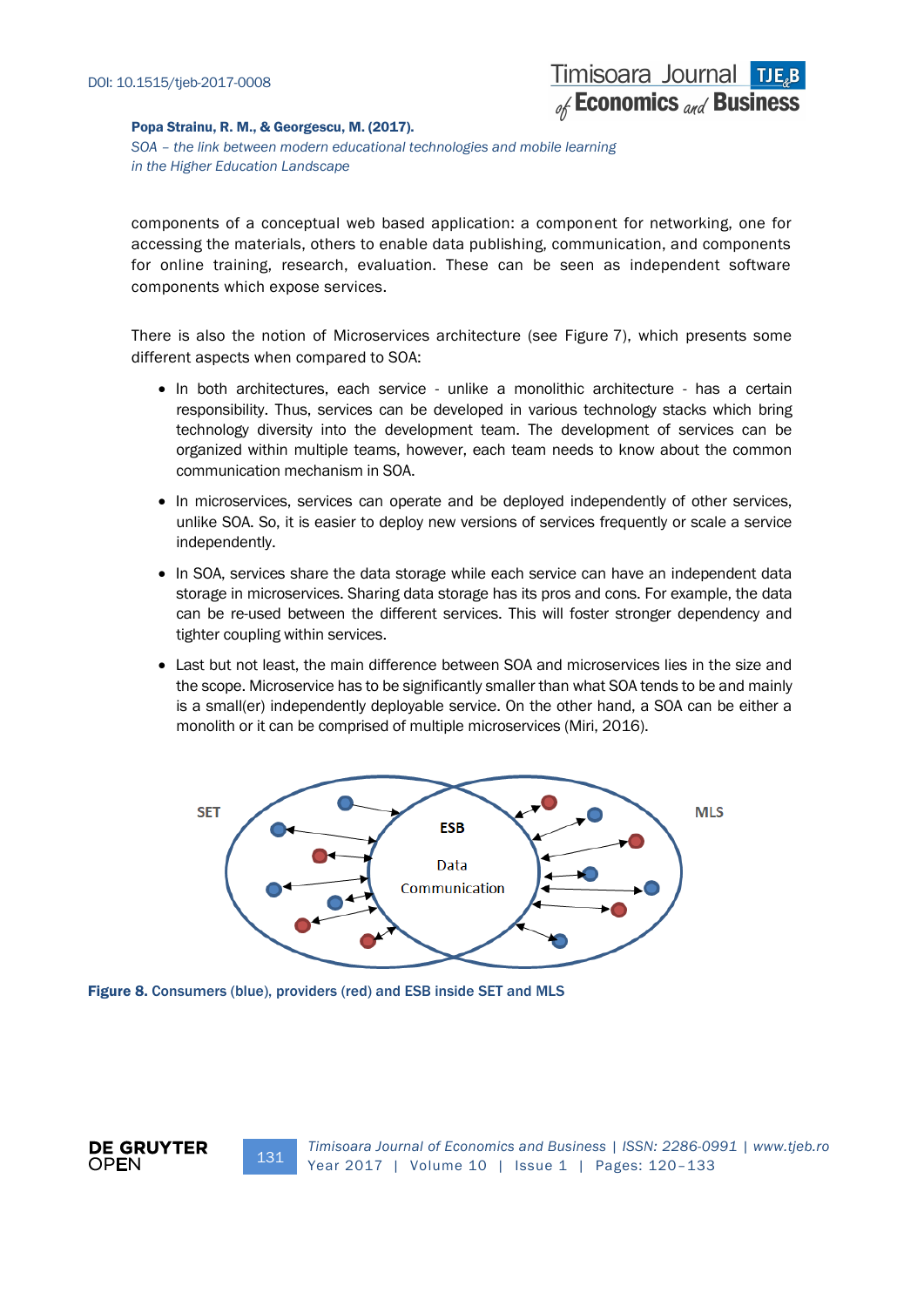components of a conceptual web based application: a component for networking, one for accessing the materials, others to enable data publishing, communication, and components for online training, research, evaluation. These can be seen as independent software components which expose services.

There is also the notion of Microservices architecture (see Figure 7), which presents some different aspects when compared to SOA:

- In both architectures, each service - unlike a monolithic architecture - has a certain responsibility. Thus, services can be developed in various technology stacks which bring technology diversity into the development team. The development of services can be organized within multiple teams, however, each team needs to know about the common communication mechanism in SOA.
- In microservices, services can operate and be deployed independently of other services, unlike SOA. So, it is easier to deploy new versions of services frequently or scale a service independently.
- In SOA, services share the data storage while each service can have an independent data storage in microservices. Sharing data storage has its pros and cons. For example, the data can be re-used between the different services. This will foster stronger dependency and tighter coupling within services.
- Last but not least, the main difference between SOA and microservices lies in the size and the scope. Microservice has to be significantly smaller than what SOA tends to be and mainly is a small(er) independently deployable service. On the other hand, a SOA can be either a monolith or it can be comprised of multiple microservices (Miri, 2016).

**Figure 8.** Consumers (blue), providers (red) and ESB inside SET and MLS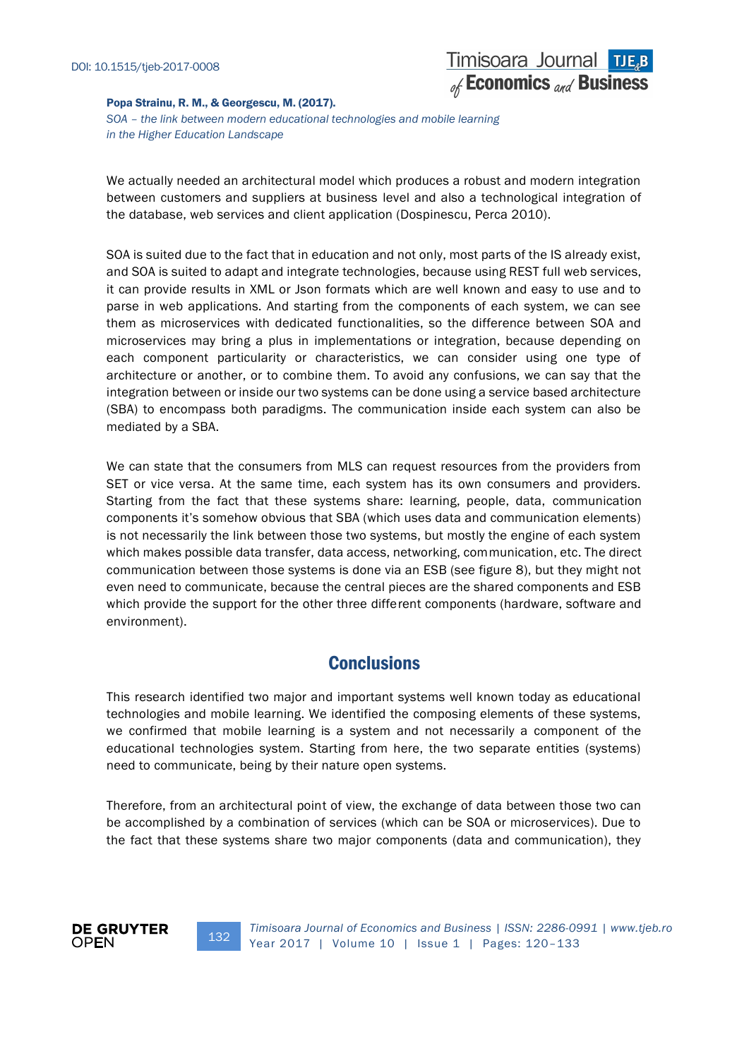We actually needed an architectural model which produces a robust and modern integration between customers and suppliers at business level and also a technological integration of the database, web services and client application (Dospinescu, Perca 2010).

SOA is suited due to the fact that in education and not only, most parts of the IS already exist, and SOA is suited to adapt and integrate technologies, because using REST full web services, it can provide results in XML or Json formats which are well known and easy to use and to parse in web applications. And starting from the components of each system, we can see them as microservices with dedicated functionalities, so the difference between SOA and microservices may bring a plus in implementations or integration, because depending on each component particularity or characteristics, we can consider using one type of architecture or another, or to combine them. To avoid any confusions, we can say that the integration between or inside our two systems can be done using a service based architecture (SBA) to encompass both paradigms. The communication inside each system can also be mediated by a SBA.

We can state that the consumers from MLS can request resources from the providers from SET or vice versa. At the same time, each system has its own consumers and providers. Starting from the fact that these systems share: learning, people, data, communication components it's somehow obvious that SBA (which uses data and communication elements) is not necessarily the link between those two systems, but mostly the engine of each system which makes possible data transfer, data access, networking, communication, etc. The direct communication between those systems is done via an ESB (see figure 8), but they might not even need to communicate, because the central pieces are the shared components and ESB which provide the support for the other three different components (hardware, software and environment).

## Conclusions

This research identified two major and important systems well known today as educational technologies and mobile learning. We identified the composing elements of these systems, we confirmed that mobile learning is a system and not necessarily a component of the educational technologies system. Starting from here, the two separate entities (systems) need to communicate, being by their nature open systems.

Therefore, from an architectural point of view, the exchange of data between those two can be accomplished by a combination of services (which can be SOA or microservices). Due to the fact that these systems share two major components (data and communication), they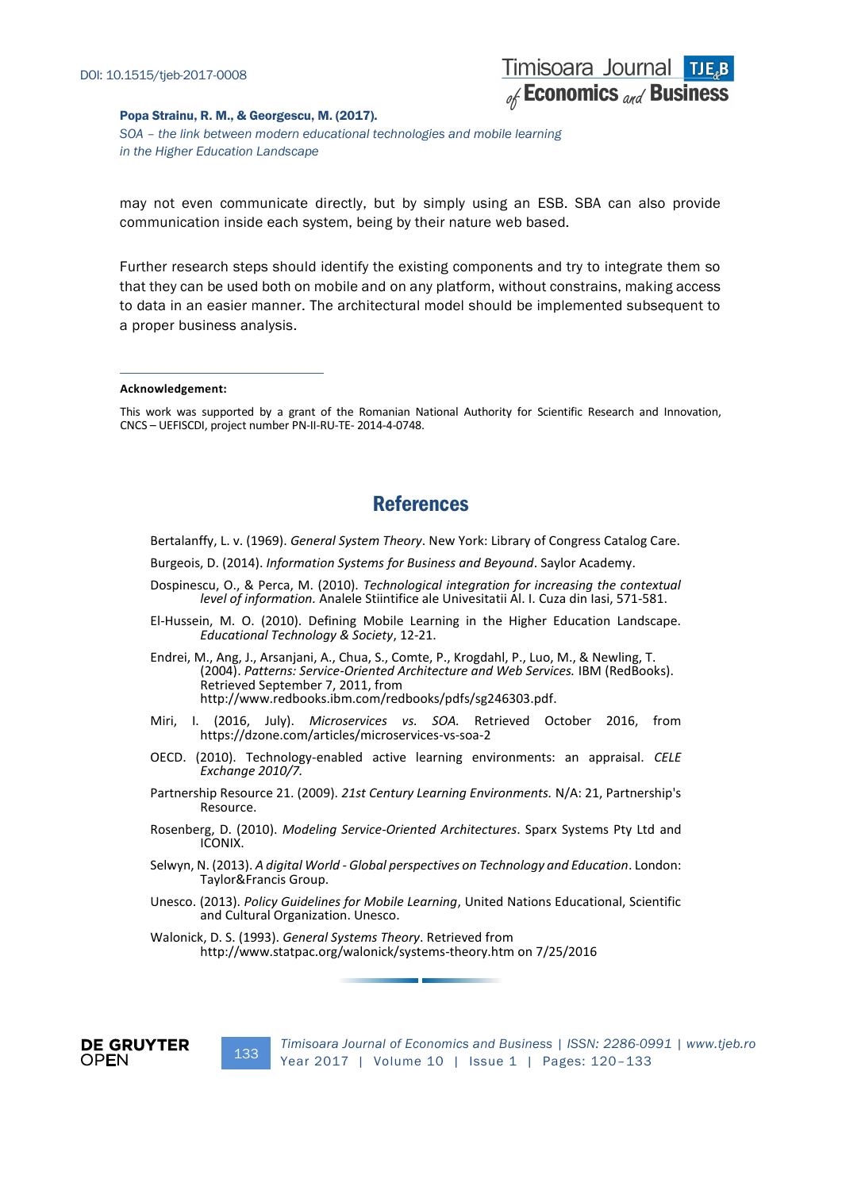may not even communicate directly, but by simply using an ESB. SBA can also provide communication inside each system, being by their nature web based.

Further research steps should identify the existing components and try to integrate them so that they can be used both on mobile and on any platform, without constrains, making access to data in an easier manner. The architectural model should be implemented subsequent to a proper business analysis.

---

**Acknowledgement:**

This work was supported by a grant of the Romanian National Authority for Scientific Research and Innovation, CNCS – UEFISCDI, project number PN-II-RU-TE- 2014-4-0748.

## References

Bertalanffy, L. v. (1969). *General System Theory*. New York: Library of Congress Catalog Care.

Burgeois, D. (2014). *Information Systems for Business and Beyound*. Saylor Academy.

Dospinescu, O., & Perca, M. (2010). *Technological integration for increasing the contextual level of information.* Analele Stiintifice ale Univesitatii Al. I. Cuza din Iasi, 571-581.

El-Hussein, M. O. (2010). Defining Mobile Learning in the Higher Education Landscape. *Educational Technology & Society*, 12-21.

Endrei, M., Ang, J., Arsanjani, A., Chua, S., Comte, P., Krogdahl, P., Luo, M., & Newling, T. (2004). *Patterns: Service-Oriented Architecture and Web Services.* IBM (RedBooks). Retrieved September 7, 2011, from http://www.redbooks.ibm.com/redbooks/pdfs/sg246303.pdf.

Miri, I. (2016, July). *Microservices vs. SOA.* Retrieved October 2016, from https://dzone.com/articles/microservices-vs-soa-2

OECD. (2010). Technology-enabled active learning environments: an appraisal. *CELE Exchange 2010/7.*

Partnership Resource 21. (2009). *21st Century Learning Environments.* N/A: 21, Partnership's Resource.

Rosenberg, D. (2010). *Modeling Service-Oriented Architectures*. Sparx Systems Pty Ltd and ICONIX.

Selwyn, N. (2013). *A digital World - Global perspectives on Technology and Education*. London: Taylor&Francis Group.

Unesco. (2013). *Policy Guidelines for Mobile Learning*, United Nations Educational, Scientific and Cultural Organization. Unesco.

Walonick, D. S. (1993). *General Systems Theory*. Retrieved from http://www.statpac.org/walonick/systems-theory.htm on 7/25/2016